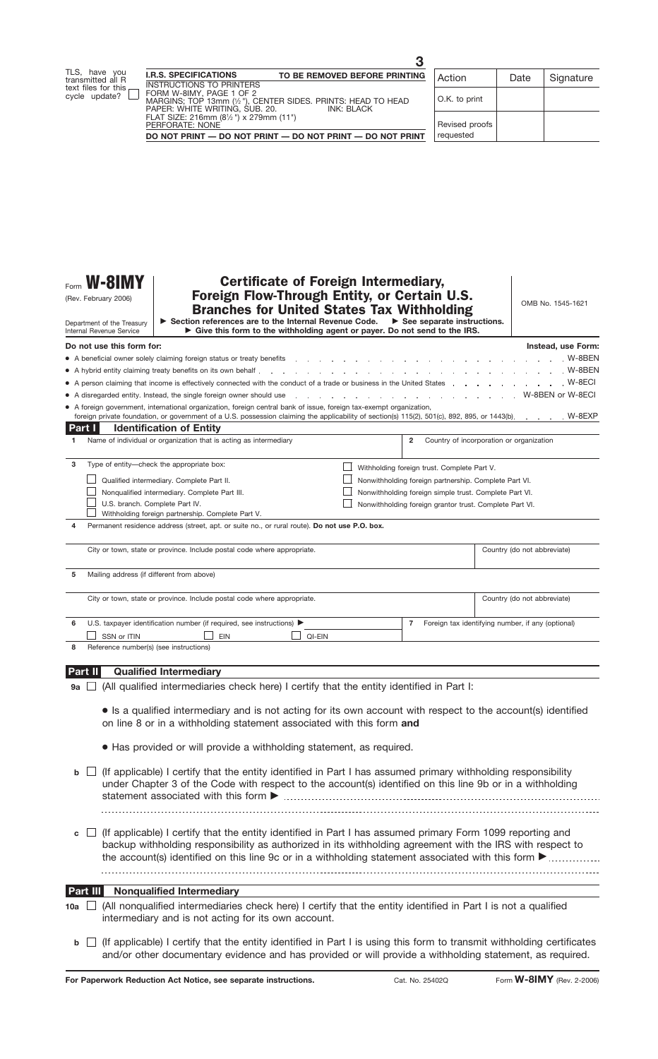3

TLS, have you transmitted all R text files for this cycle update? ☐

**I.R.S. SPECIFICATIONS** **TO BE REMOVED BEFORE PRINTING**
INSTRUCTIONS TO PRINTERS
FORM W-8IMY, PAGE 1 OF 2
MARGINS; TOP 13mm (½"), CENTER SIDES. PRINTS: HEAD TO HEAD
PAPER: WHITE WRITING, SUB. 20. INK: BLACK
FLAT SIZE: 216mm (8½") x 279mm (11")
PERFORATE: NONE
**DO NOT PRINT — DO NOT PRINT — DO NOT PRINT — DO NOT PRINT**

| Action | Date | Signature |
|---|---|---|
| O.K. to print | | |
| Revised proofs requested | | |

Form **W-8IMY**
(Rev. February 2006)
Department of the Treasury
Internal Revenue Service

# Certificate of Foreign Intermediary, Foreign Flow-Through Entity, or Certain U.S. Branches for United States Tax Withholding

▶ Section references are to the Internal Revenue Code. ▶ See separate instructions.
▶ Give this form to the withholding agent or payer. Do not send to the IRS.

OMB No. 1545-1621

| **Do not use this form for:** | **Instead, use Form:** |
|---|---|
| • A beneficial owner solely claiming foreign status or treaty benefits | W-8BEN |
| • A hybrid entity claiming treaty benefits on its own behalf | W-8BEN |
| • A person claiming that income is effectively connected with the conduct of a trade or business in the United States | W-8ECI |
| • A disregarded entity. Instead, the single foreign owner should use | W-8BEN or W-8ECI |
| • A foreign government, international organization, foreign central bank of issue, foreign tax-exempt organization, foreign private foundation, or government of a U.S. possession claiming the applicability of section(s) 115(2), 501(c), 892, 895, or 1443(b) | W-8EXP |

## Part I Identification of Entity

**1** Name of individual or organization that is acting as intermediary

**2** Country of incorporation or organization

**3** Type of entity—check the appropriate box:

- ☐ Qualified intermediary. Complete Part II.
- ☐ Nonqualified intermediary. Complete Part III.
- ☐ U.S. branch. Complete Part IV.
- ☐ Withholding foreign partnership. Complete Part V.
- ☐ Withholding foreign trust. Complete Part V.
- ☐ Nonwithholding foreign partnership. Complete Part VI.
- ☐ Nonwithholding foreign simple trust. Complete Part VI.
- ☐ Nonwithholding foreign grantor trust. Complete Part VI.

**4** Permanent residence address (street, apt. or suite no., or rural route). **Do not use P.O. box.**

City or town, state or province. Include postal code where appropriate. | Country (do not abbreviate)

**5** Mailing address (if different from above)

City or town, state or province. Include postal code where appropriate. | Country (do not abbreviate)

**6** U.S. taxpayer identification number (if required, see instructions) ▶
☐ SSN or ITIN ☐ EIN ☐ QI-EIN

**7** Foreign tax identifying number, if any (optional)

**8** Reference number(s) (see instructions)

## Part II Qualified Intermediary

**9a** ☐ (All qualified intermediaries check here) I certify that the entity identified in Part I:

- Is a qualified intermediary and is not acting for its own account with respect to the account(s) identified on line 8 or in a withholding statement associated with this form **and**
- Has provided or will provide a withholding statement, as required.

**b** ☐ (If applicable) I certify that the entity identified in Part I has assumed primary withholding responsibility under Chapter 3 of the Code with respect to the account(s) identified on this line 9b or in a withholding statement associated with this form ▶ ............................................................

**c** ☐ (If applicable) I certify that the entity identified in Part I has assumed primary Form 1099 reporting and backup withholding responsibility as authorized in its withholding agreement with the IRS with respect to the account(s) identified on this line 9c or in a withholding statement associated with this form ▶ ..............

## Part III Nonqualified Intermediary

**10a** ☐ (All nonqualified intermediaries check here) I certify that the entity identified in Part I is not a qualified intermediary and is not acting for its own account.

**b** ☐ (If applicable) I certify that the entity identified in Part I is using this form to transmit withholding certificates and/or other documentary evidence and has provided or will provide a withholding statement, as required.

**For Paperwork Reduction Act Notice, see separate instructions.** Cat. No. 25402Q Form **W-8IMY** (Rev. 2-2006)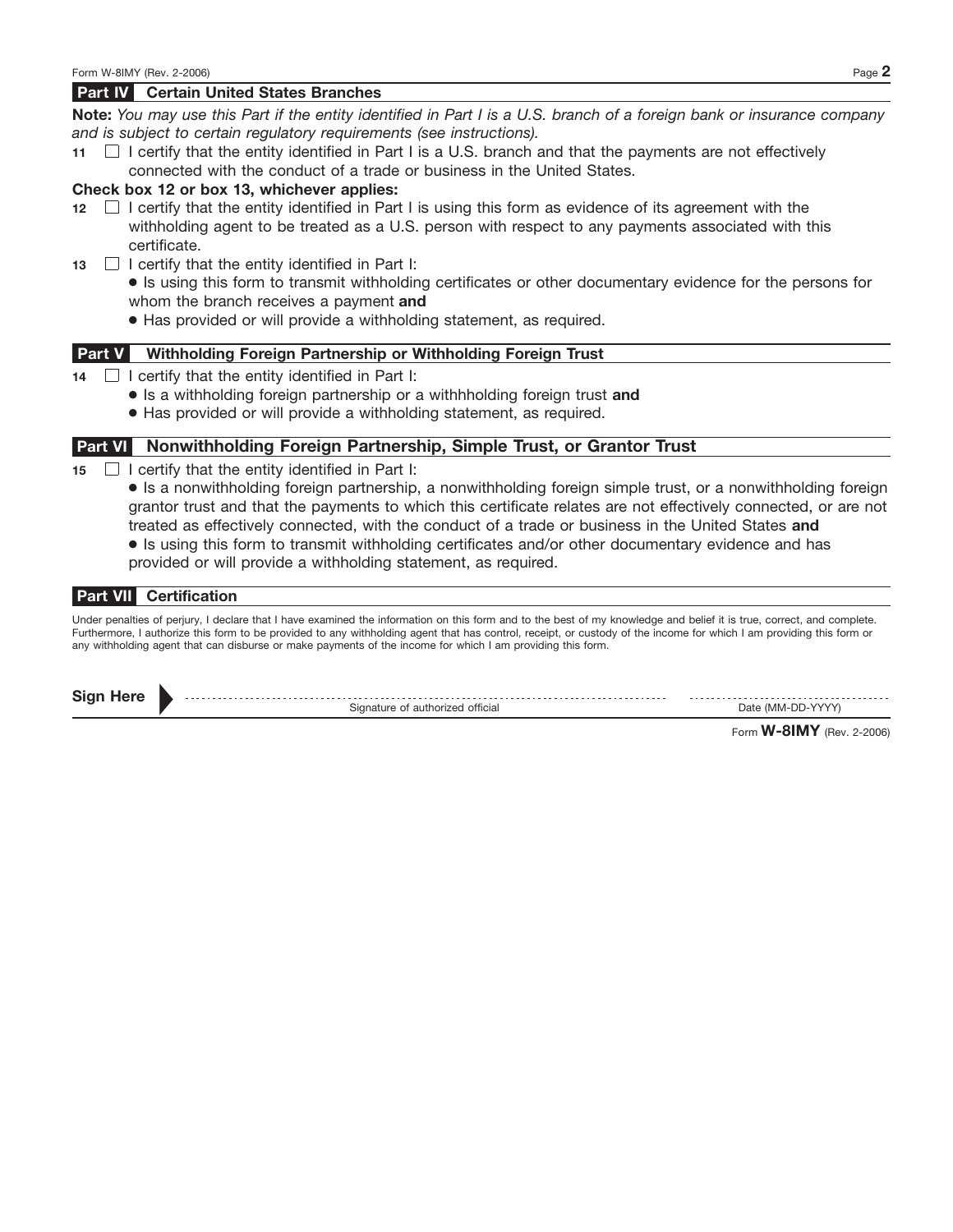## Part IV Certain United States Branches

**Note:** *You may use this Part if the entity identified in Part I is a U.S. branch of a foreign bank or insurance company and is subject to certain regulatory requirements (see instructions).*

**11** ☐ I certify that the entity identified in Part I is a U.S. branch and that the payments are not effectively connected with the conduct of a trade or business in the United States.

**Check box 12 or box 13, whichever applies:**

**12** ☐ I certify that the entity identified in Part I is using this form as evidence of its agreement with the withholding agent to be treated as a U.S. person with respect to any payments associated with this certificate.

**13** ☐ I certify that the entity identified in Part I:

- Is using this form to transmit withholding certificates or other documentary evidence for the persons for whom the branch receives a payment **and**
- Has provided or will provide a withholding statement, as required.

## Part V Withholding Foreign Partnership or Withholding Foreign Trust

**14** ☐ I certify that the entity identified in Part I:

- Is a withholding foreign partnership or a withhholding foreign trust **and**
- Has provided or will provide a withholding statement, as required.

## Part VI Nonwithholding Foreign Partnership, Simple Trust, or Grantor Trust

**15** ☐ I certify that the entity identified in Part I:

- Is a nonwithholding foreign partnership, a nonwithholding foreign simple trust, or a nonwithholding foreign grantor trust and that the payments to which this certificate relates are not effectively connected, or are not treated as effectively connected, with the conduct of a trade or business in the United States **and**
- Is using this form to transmit withholding certificates and/or other documentary evidence and has provided or will provide a withholding statement, as required.

## Part VII Certification

Under penalties of perjury, I declare that I have examined the information on this form and to the best of my knowledge and belief it is true, correct, and complete. Furthermore, I authorize this form to be provided to any withholding agent that has control, receipt, or custody of the income for which I am providing this form or any withholding agent that can disburse or make payments of the income for which I am providing this form.

**Sign Here** ▶ ............................................................ Signature of authorized official ............................ Date (MM-DD-YYYY)

Form **W-8IMY** (Rev. 2-2006)